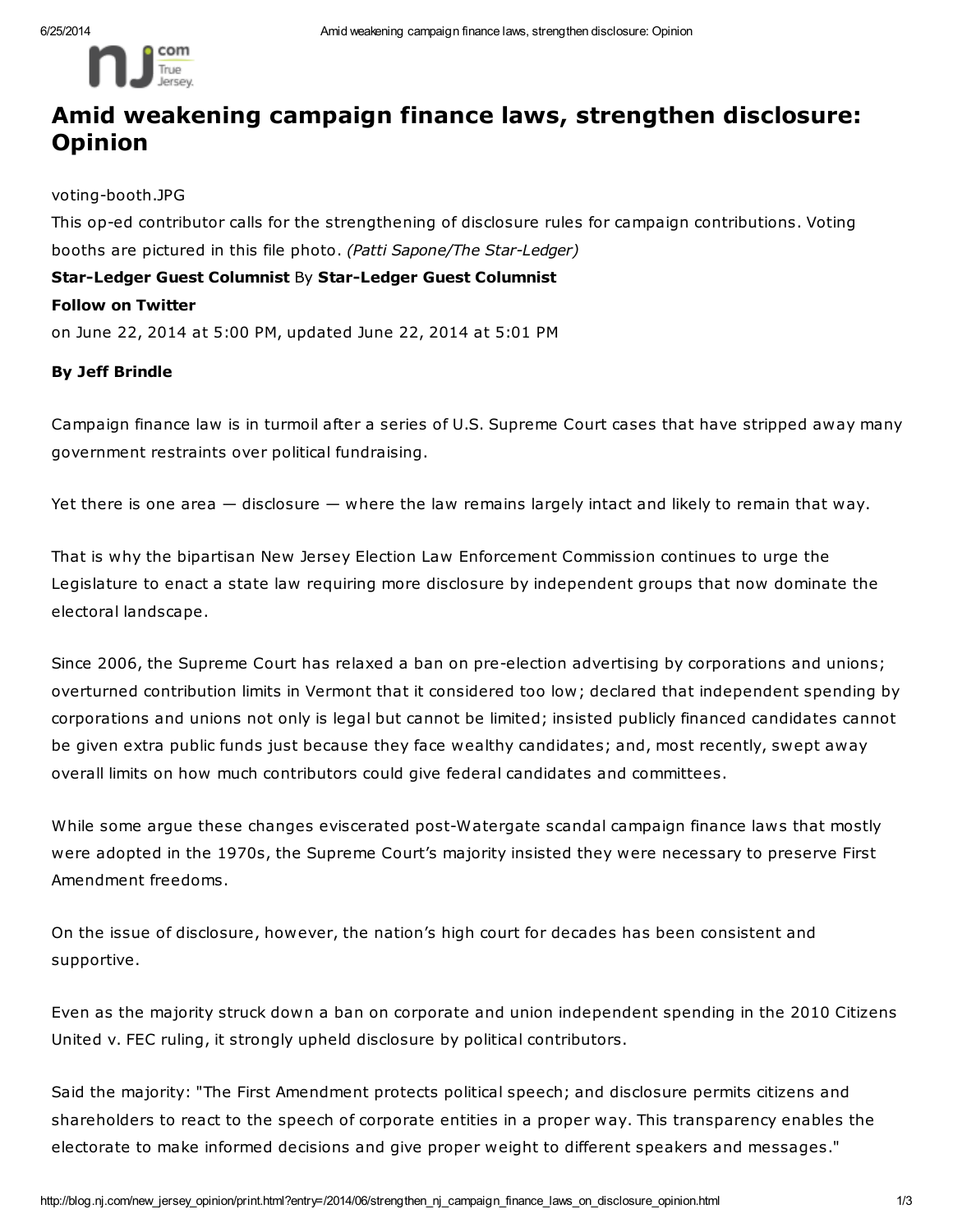# Amid weakening campaign finance laws, strengthen disclosure: Opinion

voting-booth.JPG

This op-ed contributor calls for the strengthening of disclosure rules for campaign contributions. Voting booths are pictured in this file photo. *(Patti Sapone/The Star-Ledger)*

**Star-Ledger Guest Columnist** By **Star-Ledger Guest Columnist**

**Follow on Twitter**

on June 22, 2014 at 5:00 PM, updated June 22, 2014 at 5:01 PM

**By Jeff Brindle**

Campaign finance law is in turmoil after a series of U.S. Supreme Court cases that have stripped away many government restraints over political fundraising.

Yet there is one area — disclosure — where the law remains largely intact and likely to remain that way.

That is why the bipartisan New Jersey Election Law Enforcement Commission continues to urge the Legislature to enact a state law requiring more disclosure by independent groups that now dominate the electoral landscape.

Since 2006, the Supreme Court has relaxed a ban on pre-election advertising by corporations and unions; overturned contribution limits in Vermont that it considered too low; declared that independent spending by corporations and unions not only is legal but cannot be limited; insisted publicly financed candidates cannot be given extra public funds just because they face wealthy candidates; and, most recently, swept away overall limits on how much contributors could give federal candidates and committees.

While some argue these changes eviscerated post-Watergate scandal campaign finance laws that mostly were adopted in the 1970s, the Supreme Court's majority insisted they were necessary to preserve First Amendment freedoms.

On the issue of disclosure, however, the nation's high court for decades has been consistent and supportive.

Even as the majority struck down a ban on corporate and union independent spending in the 2010 Citizens United v. FEC ruling, it strongly upheld disclosure by political contributors.

Said the majority: "The First Amendment protects political speech; and disclosure permits citizens and shareholders to react to the speech of corporate entities in a proper way. This transparency enables the electorate to make informed decisions and give proper weight to different speakers and messages."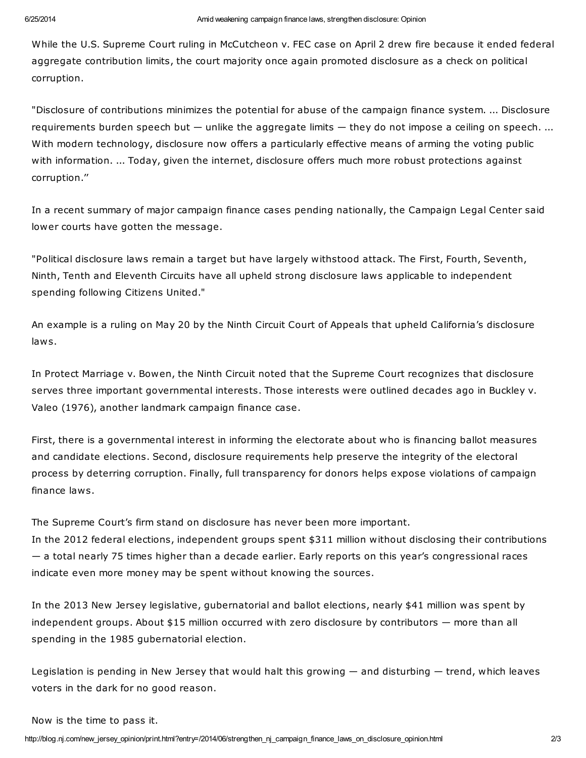While the U.S. Supreme Court ruling in McCutcheon v. FEC case on April 2 drew fire because it ended federal aggregate contribution limits, the court majority once again promoted disclosure as a check on political corruption.

"Disclosure of contributions minimizes the potential for abuse of the campaign finance system. ... Disclosure requirements burden speech but — unlike the aggregate limits — they do not impose a ceiling on speech. ... With modern technology, disclosure now offers a particularly effective means of arming the voting public with information. ... Today, given the internet, disclosure offers much more robust protections against corruption.''

In a recent summary of major campaign finance cases pending nationally, the Campaign Legal Center said lower courts have gotten the message.

"Political disclosure laws remain a target but have largely withstood attack. The First, Fourth, Seventh, Ninth, Tenth and Eleventh Circuits have all upheld strong disclosure laws applicable to independent spending following Citizens United."

An example is a ruling on May 20 by the Ninth Circuit Court of Appeals that upheld California's disclosure laws.

In Protect Marriage v. Bowen, the Ninth Circuit noted that the Supreme Court recognizes that disclosure serves three important governmental interests. Those interests were outlined decades ago in Buckley v. Valeo (1976), another landmark campaign finance case.

First, there is a governmental interest in informing the electorate about who is financing ballot measures and candidate elections. Second, disclosure requirements help preserve the integrity of the electoral process by deterring corruption. Finally, full transparency for donors helps expose violations of campaign finance laws.

The Supreme Court's firm stand on disclosure has never been more important.
In the 2012 federal elections, independent groups spent $311 million without disclosing their contributions — a total nearly 75 times higher than a decade earlier. Early reports on this year's congressional races indicate even more money may be spent without knowing the sources.

In the 2013 New Jersey legislative, gubernatorial and ballot elections, nearly $41 million was spent by independent groups. About $15 million occurred with zero disclosure by contributors — more than all spending in the 1985 gubernatorial election.

Legislation is pending in New Jersey that would halt this growing — and disturbing — trend, which leaves voters in the dark for no good reason.

Now is the time to pass it.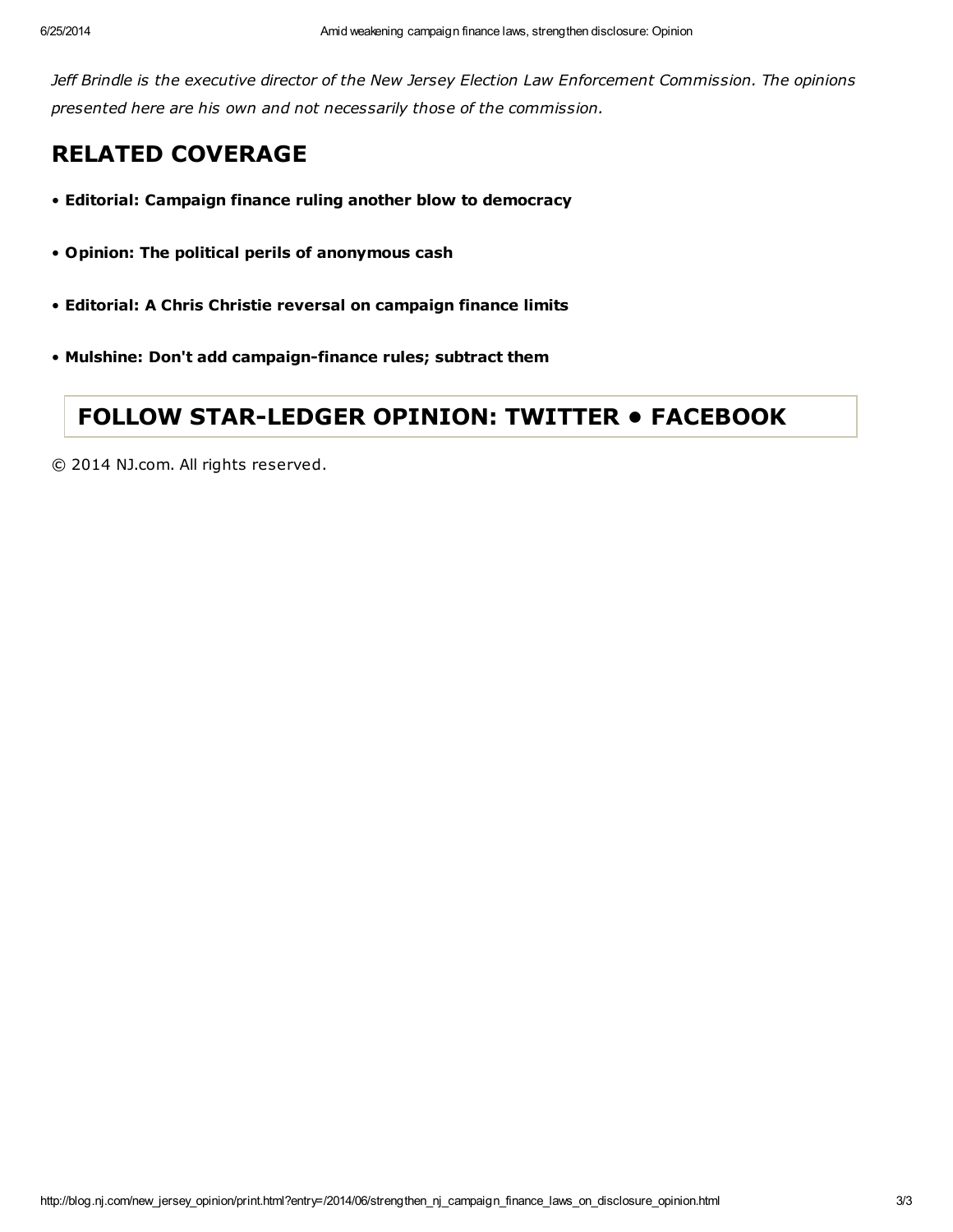*Jeff Brindle is the executive director of the New Jersey Election Law Enforcement Commission. The opinions presented here are his own and not necessarily those of the commission.*

## RELATED COVERAGE

- **Editorial: Campaign finance ruling another blow to democracy**
- **Opinion: The political perils of anonymous cash**
- **Editorial: A Chris Christie reversal on campaign finance limits**
- **Mulshine: Don't add campaign-finance rules; subtract them**

## FOLLOW STAR-LEDGER OPINION: TWITTER • FACEBOOK

© 2014 NJ.com. All rights reserved.